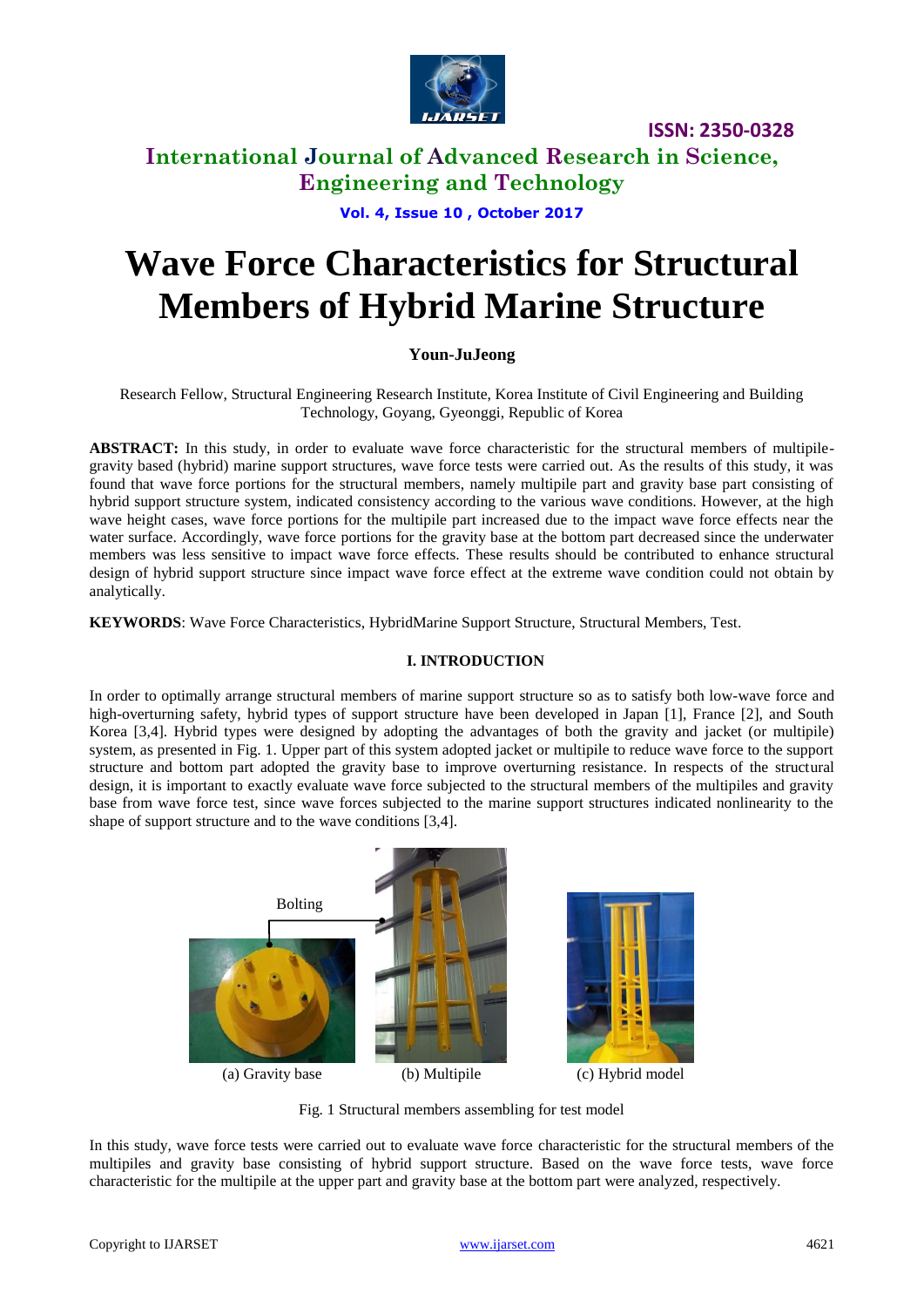# Wave Force Characteristics for Structural Members of Hybrid Marine Structure

**Youn-JuJeong**

Research Fellow, Structural Engineering Research Institute, Korea Institute of Civil Engineering and Building Technology, Goyang, Gyeonggi, Republic of Korea

**ABSTRACT:** In this study, in order to evaluate wave force characteristic for the structural members of multipile-gravity based (hybrid) marine support structures, wave force tests were carried out. As the results of this study, it was found that wave force portions for the structural members, namely multipile part and gravity base part consisting of hybrid support structure system, indicated consistency according to the various wave conditions. However, at the high wave height cases, wave force portions for the multipile part increased due to the impact wave force effects near the water surface. Accordingly, wave force portions for the gravity base at the bottom part decreased since the underwater members was less sensitive to impact wave force effects. These results should be contributed to enhance structural design of hybrid support structure since impact wave force effect at the extreme wave condition could not obtain by analytically.

**KEYWORDS**: Wave Force Characteristics, HybridMarine Support Structure, Structural Members, Test.

## I. INTRODUCTION

In order to optimally arrange structural members of marine support structure so as to satisfy both low-wave force and high-overturning safety, hybrid types of support structure have been developed in Japan [1], France [2], and South Korea [3,4]. Hybrid types were designed by adopting the advantages of both the gravity and jacket (or multipile) system, as presented in Fig. 1. Upper part of this system adopted jacket or multipile to reduce wave force to the support structure and bottom part adopted the gravity base to improve overturning resistance. In respects of the structural design, it is important to exactly evaluate wave force subjected to the structural members of the multipiles and gravity base from wave force test, since wave forces subjected to the marine support structures indicated nonlinearity to the shape of support structure and to the wave conditions [3,4].

Bolting

(a) Gravity base

(b) Multipile

(c) Hybrid model

Fig. 1 Structural members assembling for test model

In this study, wave force tests were carried out to evaluate wave force characteristic for the structural members of the multipiles and gravity base consisting of hybrid support structure. Based on the wave force tests, wave force characteristic for the multipile at the upper part and gravity base at the bottom part were analyzed, respectively.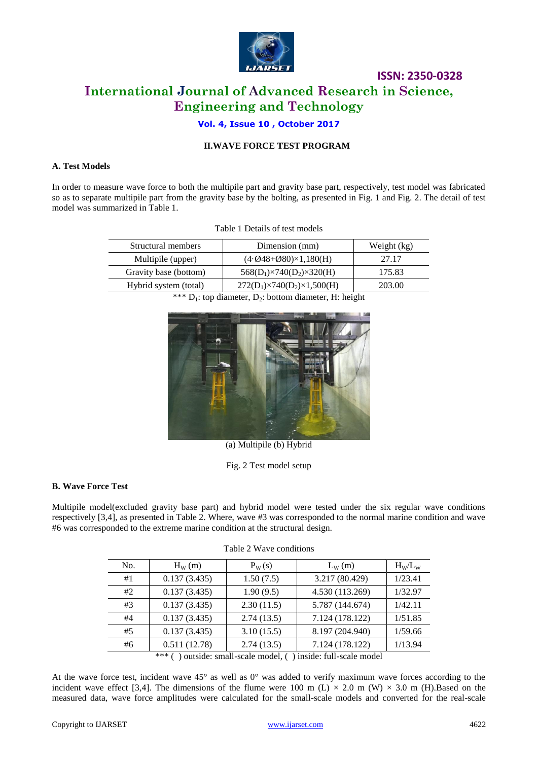## II.WAVE FORCE TEST PROGRAM

### A. Test Models

In order to measure wave force to both the multipile part and gravity base part, respectively, test model was fabricated so as to separate multipile part from the gravity base by the bolting, as presented in Fig. 1 and Fig. 2. The detail of test model was summarized in Table 1.

Table 1 Details of test models

| Structural members | Dimension (mm) | Weight (kg) |
|---|---|---|
| Multipile (upper) | (4·Ø48+Ø80)×1,180(H) | 27.17 |
| Gravity base (bottom) | 568($D_1$)×740($D_2$)×320(H) | 175.83 |
| Hybrid system (total) | 272($D_1$)×740($D_2$)×1,500(H) | 203.00 |

*** $D_1$: top diameter, $D_2$: bottom diameter, H: height

(a) Multipile (b) Hybrid

Fig. 2 Test model setup

### B. Wave Force Test

Multipile model(excluded gravity base part) and hybrid model were tested under the six regular wave conditions respectively [3,4], as presented in Table 2. Where, wave #3 was corresponded to the normal marine condition and wave #6 was corresponded to the extreme marine condition at the structural design.

Table 2 Wave conditions

| No. | $H_W$ (m) | $P_W$ (s) | $L_W$ (m) | $H_W/L_W$ |
|---|---|---|---|---|
| #1 | 0.137 (3.435) | 1.50 (7.5) | 3.217 (80.429) | 1/23.41 |
| #2 | 0.137 (3.435) | 1.90 (9.5) | 4.530 (113.269) | 1/32.97 |
| #3 | 0.137 (3.435) | 2.30 (11.5) | 5.787 (144.674) | 1/42.11 |
| #4 | 0.137 (3.435) | 2.74 (13.5) | 7.124 (178.122) | 1/51.85 |
| #5 | 0.137 (3.435) | 3.10 (15.5) | 8.197 (204.940) | 1/59.66 |
| #6 | 0.511 (12.78) | 2.74 (13.5) | 7.124 (178.122) | 1/13.94 |

*** ( ) outside: small-scale model, ( ) inside: full-scale model

At the wave force test, incident wave 45° as well as 0° was added to verify maximum wave forces according to the incident wave effect [3,4]. The dimensions of the flume were 100 m (L) × 2.0 m (W) × 3.0 m (H).Based on the measured data, wave force amplitudes were calculated for the small-scale models and converted for the real-scale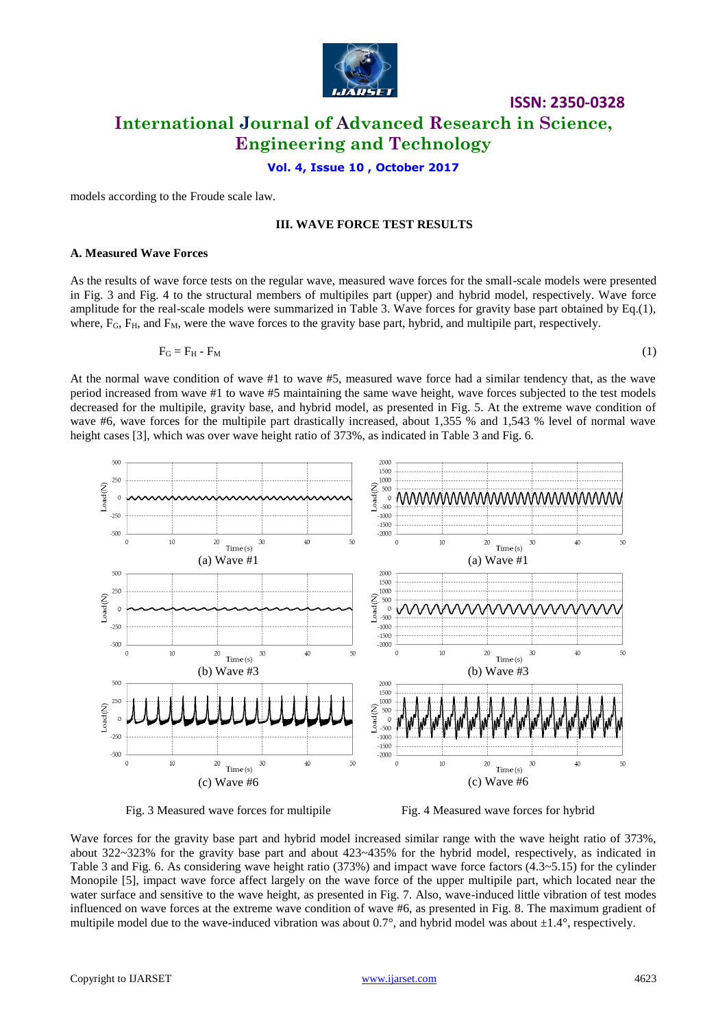models according to the Froude scale law.

### III. WAVE FORCE TEST RESULTS

#### A. Measured Wave Forces

As the results of wave force tests on the regular wave, measured wave forces for the small-scale models were presented in Fig. 3 and Fig. 4 to the structural members of multipiles part (upper) and hybrid model, respectively. Wave force amplitude for the real-scale models were summarized in Table 3. Wave forces for gravity base part obtained by Eq.(1), where, $F_G$, $F_H$, and $F_M$, were the wave forces to the gravity base part, hybrid, and multipile part, respectively.

$$F_G = F_H - F_M \tag{1}$$

At the normal wave condition of wave #1 to wave #5, measured wave force had a similar tendency that, as the wave period increased from wave #1 to wave #5 maintaining the same wave height, wave forces subjected to the test models decreased for the multipile, gravity base, and hybrid model, as presented in Fig. 5. At the extreme wave condition of wave #6, wave forces for the multipile part drastically increased, about 1,355 % and 1,543 % level of normal wave height cases [3], which was over wave height ratio of 373%, as indicated in Table 3 and Fig. 6.

Load (N)
500
250
0
-250
-500
0 10 20 30 40 50
Time (s)

(a) Wave #1

Load (N)
500
250
0
-250
-500
0 10 20 30 40 50
Time (s)

(b) Wave #3

Load (N)
500
250
0
-250
-500
0 10 20 30 40 50
Time (s)

(c) Wave #6

Fig. 3 Measured wave forces for multipile

Load (N)
2000
1500
1000
500
0
-500
-1000
-1500
-2000
0 10 20 30 40 50
Time (s)

(a) Wave #1

Load (N)
2000
1500
1000
500
0
-500
-1000
-1500
-2000
0 10 20 30 40 50
Time (s)

(b) Wave #3

Load (N)
2000
1500
1000
500
0
-500
-1000
-1500
-2000
0 10 20 30 40 50
Time (s)

(c) Wave #6

Fig. 4 Measured wave forces for hybrid

Wave forces for the gravity base part and hybrid model increased similar range with the wave height ratio of 373%, about 322~323% for the gravity base part and about 423~435% for the hybrid model, respectively, as indicated in Table 3 and Fig. 6. As considering wave height ratio (373%) and impact wave force factors (4.3~5.15) for the cylinder Monopile [5], impact wave force affect largely on the wave force of the upper multipile part, which located near the water surface and sensitive to the wave height, as presented in Fig. 7. Also, wave-induced little vibration of test modes influenced on wave forces at the extreme wave condition of wave #6, as presented in Fig. 8. The maximum gradient of multipile model due to the wave-induced vibration was about 0.7°, and hybrid model was about ±1.4°, respectively.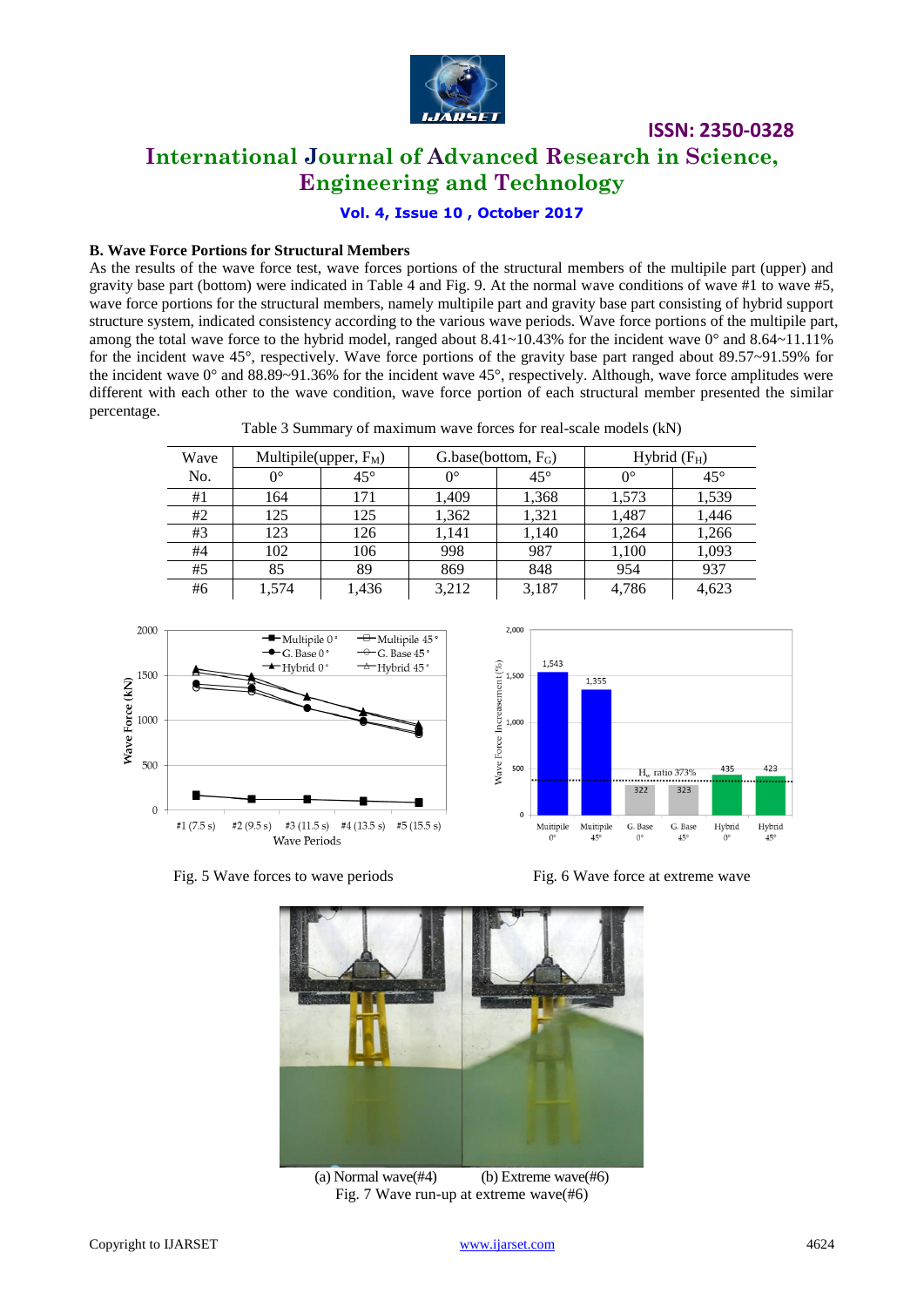### B. Wave Force Portions for Structural Members

As the results of the wave force test, wave forces portions of the structural members of the multipile part (upper) and gravity base part (bottom) were indicated in Table 4 and Fig. 9. At the normal wave conditions of wave #1 to wave #5, wave force portions for the structural members, namely multipile part and gravity base part consisting of hybrid support structure system, indicated consistency according to the various wave periods. Wave force portions of the multipile part, among the total wave force to the hybrid model, ranged about 8.41~10.43% for the incident wave 0° and 8.64~11.11% for the incident wave 45°, respectively. Wave force portions of the gravity base part ranged about 89.57~91.59% for the incident wave 0° and 88.89~91.36% for the incident wave 45°, respectively. Although, wave force amplitudes were different with each other to the wave condition, wave force portion of each structural member presented the similar percentage.

Table 3 Summary of maximum wave forces for real-scale models (kN)

| Wave No. | Multipile(upper, $F_M$) | | G.base(bottom, $F_G$) | | Hybrid ($F_H$) | |
|---|---|---|---|---|---|---|
| | 0° | 45° | 0° | 45° | 0° | 45° |
| #1 | 164 | 171 | 1,409 | 1,368 | 1,573 | 1,539 |
| #2 | 125 | 125 | 1,362 | 1,321 | 1,487 | 1,446 |
| #3 | 123 | 126 | 1,141 | 1,140 | 1,264 | 1,266 |
| #4 | 102 | 106 | 998 | 987 | 1,100 | 1,093 |
| #5 | 85 | 89 | 869 | 848 | 954 | 937 |
| #6 | 1,574 | 1,436 | 3,212 | 3,187 | 4,786 | 4,623 |

Wave Force (kN)
2000
1500
1000
500
0
Multipile 0°
Multipile 45°
G. Base 0°
G. Base 45°
Hybrid 0°
Hybrid 45°
#1 (7.5 s)
#2 (9.5 s)
#3 (11.5 s)
#4 (13.5 s)
#5 (15.5 s)
Wave Periods

Fig. 5 Wave forces to wave periods

Wave Force Increasement (%)
2,000
1,500
1,000
500
0
1,543
1,355
$H_w$ ratio 373%
322
323
435
423
Multipile 0°
Multipile 45°
G. Base 0°
G. Base 45°
Hybrid 0°
Hybrid 45°

Fig. 6 Wave force at extreme wave

(a) Normal wave(#4)
(b) Extreme wave(#6)

Fig. 7 Wave run-up at extreme wave(#6)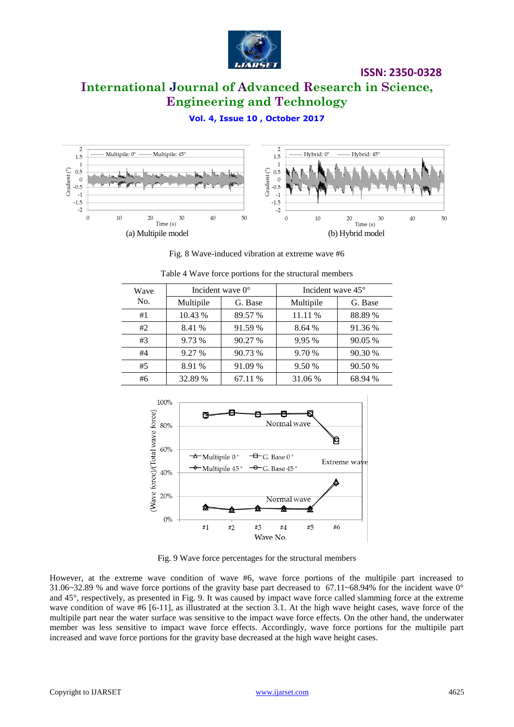Gradient (°)
2
1.5
1
0.5
0
-0.5
-1
-1.5
-2
0 10 20 30 40 50
Time (s)
Multipile: 0° Multipile: 45°

(a) Multipile model

Gradient (°)
2
1.5
1
0.5
0
-0.5
-1
-1.5
-2
0 10 20 30 40 50
Time (s)
Hybrid: 0° Hybrid: 45°

(b) Hybrid model

Fig. 8 Wave-induced vibration at extreme wave #6

Table 4 Wave force portions for the structural members

| Wave No. | Incident wave 0° | | Incident wave 45° | |
|---|---|---|---|---|
| | Multipile | G. Base | Multipile | G. Base |
| #1 | 10.43 % | 89.57 % | 11.11 % | 88.89 % |
| #2 | 8.41 % | 91.59 % | 8.64 % | 91.36 % |
| #3 | 9.73 % | 90.27 % | 9.95 % | 90.05 % |
| #4 | 9.27 % | 90.73 % | 9.70 % | 90.30 % |
| #5 | 8.91 % | 91.09 % | 9.50 % | 90.50 % |
| #6 | 32.89 % | 67.11 % | 31.06 % | 68.94 % |

(Wave force)/(Total wave force)
100%
80%
60%
40%
20%
0%
#1 #2 #3 #4 #5 #6
Wave No.
Normal wave
Extreme wave
Normal wave
Multipile 0° G. Base 0°
Multipile 45° G. Base 45°

Fig. 9 Wave force percentages for the structural members

However, at the extreme wave condition of wave #6, wave force portions of the multipile part increased to 31.06~32.89 % and wave force portions of the gravity base part decreased to 67.11~68.94% for the incident wave 0° and 45°, respectively, as presented in Fig. 9. It was caused by impact wave force called slamming force at the extreme wave condition of wave #6 [6-11], as illustrated at the section 3.1. At the high wave height cases, wave force of the multipile part near the water surface was sensitive to the impact wave force effects. On the other hand, the underwater member was less sensitive to impact wave force effects. Accordingly, wave force portions for the multipile part increased and wave force portions for the gravity base decreased at the high wave height cases.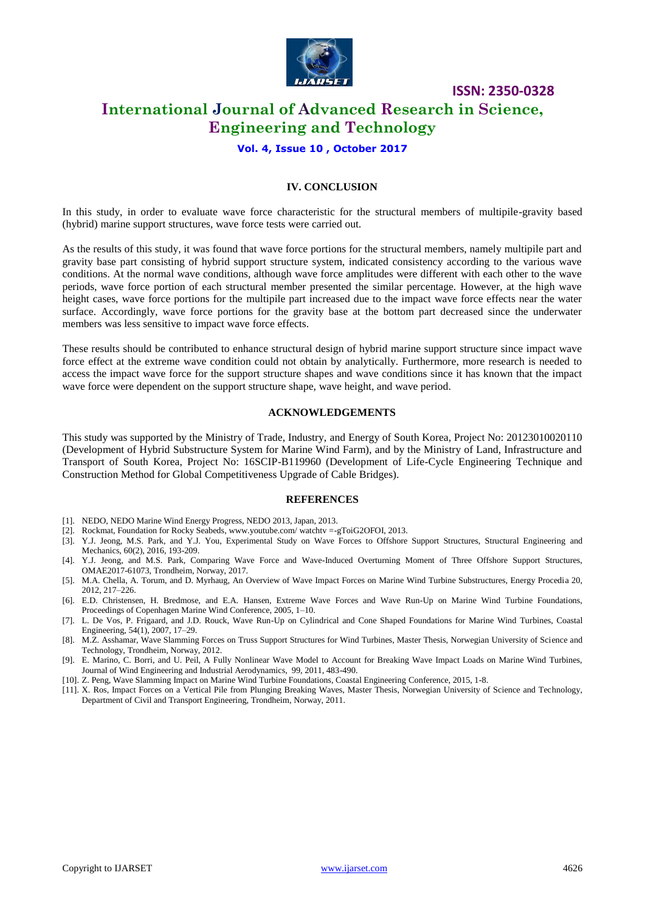## IV. CONCLUSION

In this study, in order to evaluate wave force characteristic for the structural members of multipile-gravity based (hybrid) marine support structures, wave force tests were carried out.

As the results of this study, it was found that wave force portions for the structural members, namely multipile part and gravity base part consisting of hybrid support structure system, indicated consistency according to the various wave conditions. At the normal wave conditions, although wave force amplitudes were different with each other to the wave periods, wave force portion of each structural member presented the similar percentage. However, at the high wave height cases, wave force portions for the multipile part increased due to the impact wave force effects near the water surface. Accordingly, wave force portions for the gravity base at the bottom part decreased since the underwater members was less sensitive to impact wave force effects.

These results should be contributed to enhance structural design of hybrid marine support structure since impact wave force effect at the extreme wave condition could not obtain by analytically. Furthermore, more research is needed to access the impact wave force for the support structure shapes and wave conditions since it has known that the impact wave force were dependent on the support structure shape, wave height, and wave period.

## ACKNOWLEDGEMENTS

This study was supported by the Ministry of Trade, Industry, and Energy of South Korea, Project No: 20123010020110 (Development of Hybrid Substructure System for Marine Wind Farm), and by the Ministry of Land, Infrastructure and Transport of South Korea, Project No: 16SCIP-B119960 (Development of Life-Cycle Engineering Technique and Construction Method for Global Competitiveness Upgrade of Cable Bridges).

## REFERENCES

[1]. NEDO, NEDO Marine Wind Energy Progress, NEDO 2013, Japan, 2013.
[2]. Rockmat, Foundation for Rocky Seabeds, www.youtube.com/ watchtv =-gToiG2OFOI, 2013.
[3]. Y.J. Jeong, M.S. Park, and Y.J. You, Experimental Study on Wave Forces to Offshore Support Structures, Structural Engineering and Mechanics, 60(2), 2016, 193-209.
[4]. Y.J. Jeong, and M.S. Park, Comparing Wave Force and Wave-Induced Overturning Moment of Three Offshore Support Structures, OMAE2017-61073, Trondheim, Norway, 2017.
[5]. M.A. Chella, A. Torum, and D. Myrhaug, An Overview of Wave Impact Forces on Marine Wind Turbine Substructures, Energy Procedia 20, 2012, 217–226.
[6]. E.D. Christensen, H. Bredmose, and E.A. Hansen, Extreme Wave Forces and Wave Run-Up on Marine Wind Turbine Foundations, Proceedings of Copenhagen Marine Wind Conference, 2005, 1–10.
[7]. L. De Vos, P. Frigaard, and J.D. Rouck, Wave Run-Up on Cylindrical and Cone Shaped Foundations for Marine Wind Turbines, Coastal Engineering, 54(1), 2007, 17–29.
[8]. M.Z. Asshamar, Wave Slamming Forces on Truss Support Structures for Wind Turbines, Master Thesis, Norwegian University of Science and Technology, Trondheim, Norway, 2012.
[9]. E. Marino, C. Borri, and U. Peil, A Fully Nonlinear Wave Model to Account for Breaking Wave Impact Loads on Marine Wind Turbines, Journal of Wind Engineering and Industrial Aerodynamics, 99, 2011, 483-490.
[10]. Z. Peng, Wave Slamming Impact on Marine Wind Turbine Foundations, Coastal Engineering Conference, 2015, 1-8.
[11]. X. Ros, Impact Forces on a Vertical Pile from Plunging Breaking Waves, Master Thesis, Norwegian University of Science and Technology, Department of Civil and Transport Engineering, Trondheim, Norway, 2011.